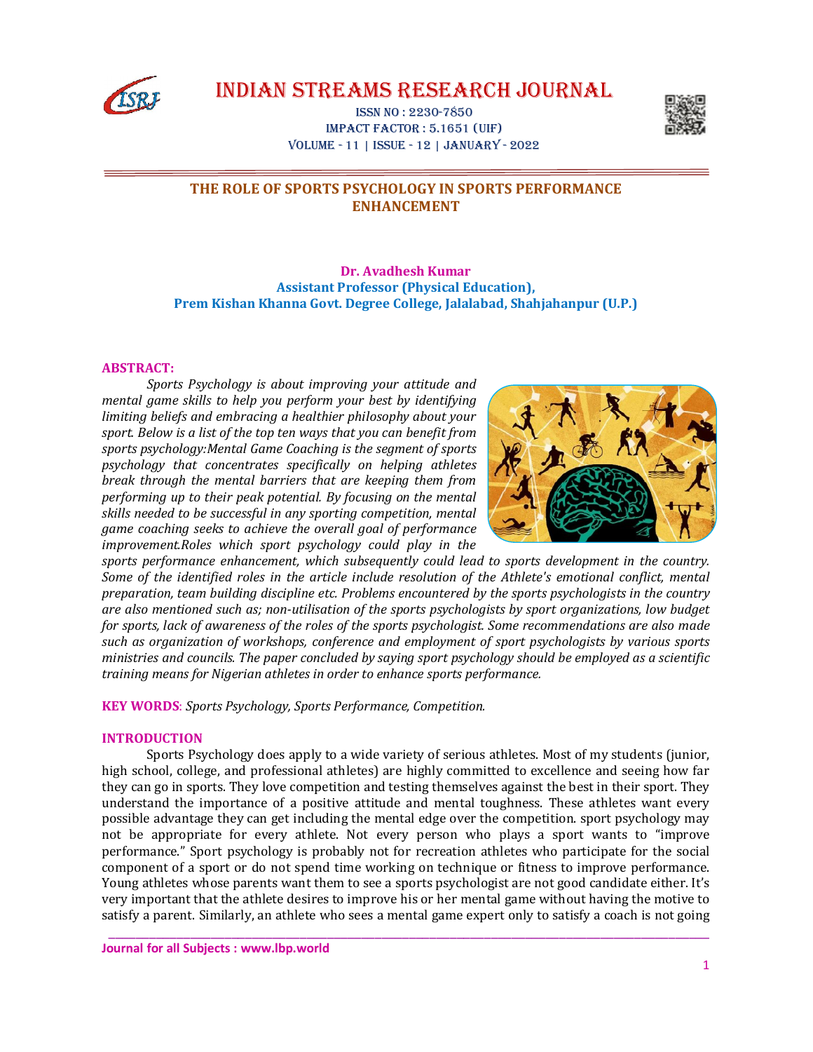# INDIAN STREAMS RESEARCH JOURNAL

ISSN NO : 2230-7850
IMPACT FACTOR : 5.1651 (UIF)
VOLUME - 11 | ISSUE - 12 | JANUARY - 2022

## THE ROLE OF SPORTS PSYCHOLOGY IN SPORTS PERFORMANCE ENHANCEMENT

**Dr. Avadhesh Kumar**
**Assistant Professor (Physical Education),**
**Prem Kishan Khanna Govt. Degree College, Jalalabad, Shahjahanpur (U.P.)**

### ABSTRACT:

*Sports Psychology is about improving your attitude and mental game skills to help you perform your best by identifying limiting beliefs and embracing a healthier philosophy about your sport. Below is a list of the top ten ways that you can benefit from sports psychology:Mental Game Coaching is the segment of sports psychology that concentrates specifically on helping athletes break through the mental barriers that are keeping them from performing up to their peak potential. By focusing on the mental skills needed to be successful in any sporting competition, mental game coaching seeks to achieve the overall goal of performance improvement.Roles which sport psychology could play in the sports performance enhancement, which subsequently could lead to sports development in the country. Some of the identified roles in the article include resolution of the Athlete's emotional conflict, mental preparation, team building discipline etc. Problems encountered by the sports psychologists in the country are also mentioned such as; non-utilisation of the sports psychologists by sport organizations, low budget for sports, lack of awareness of the roles of the sports psychologist. Some recommendations are also made such as organization of workshops, conference and employment of sport psychologists by various sports ministries and councils. The paper concluded by saying sport psychology should be employed as a scientific training means for Nigerian athletes in order to enhance sports performance.*

**KEY WORDS**: *Sports Psychology, Sports Performance, Competition.*

### INTRODUCTION

Sports Psychology does apply to a wide variety of serious athletes. Most of my students (junior, high school, college, and professional athletes) are highly committed to excellence and seeing how far they can go in sports. They love competition and testing themselves against the best in their sport. They understand the importance of a positive attitude and mental toughness. These athletes want every possible advantage they can get including the mental edge over the competition. sport psychology may not be appropriate for every athlete. Not every person who plays a sport wants to "improve performance." Sport psychology is probably not for recreation athletes who participate for the social component of a sport or do not spend time working on technique or fitness to improve performance. Young athletes whose parents want them to see a sports psychologist are not good candidate either. It's very important that the athlete desires to improve his or her mental game without having the motive to satisfy a parent. Similarly, an athlete who sees a mental game expert only to satisfy a coach is not going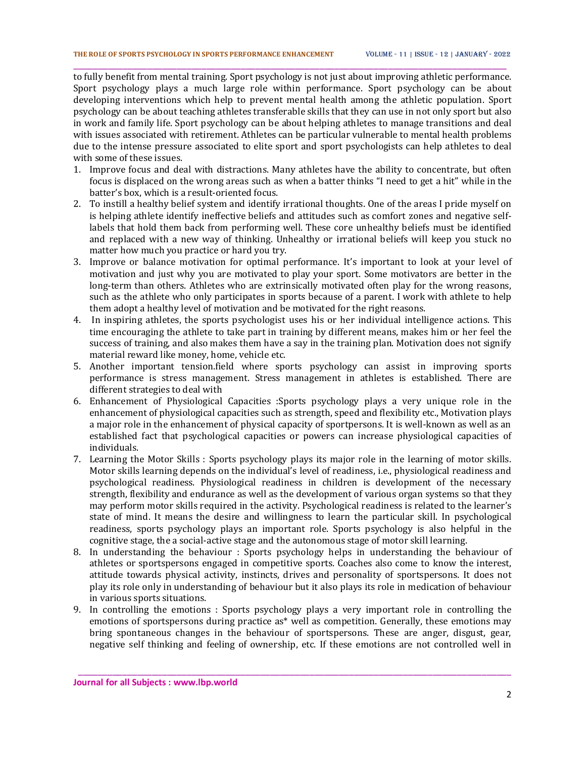to fully benefit from mental training. Sport psychology is not just about improving athletic performance. Sport psychology plays a much large role within performance. Sport psychology can be about developing interventions which help to prevent mental health among the athletic population. Sport psychology can be about teaching athletes transferable skills that they can use in not only sport but also in work and family life. Sport psychology can be about helping athletes to manage transitions and deal with issues associated with retirement. Athletes can be particular vulnerable to mental health problems due to the intense pressure associated to elite sport and sport psychologists can help athletes to deal with some of these issues.

1. Improve focus and deal with distractions. Many athletes have the ability to concentrate, but often focus is displaced on the wrong areas such as when a batter thinks "I need to get a hit" while in the batter's box, which is a result-oriented focus.
2. To instill a healthy belief system and identify irrational thoughts. One of the areas I pride myself on is helping athlete identify ineffective beliefs and attitudes such as comfort zones and negative self-labels that hold them back from performing well. These core unhealthy beliefs must be identified and replaced with a new way of thinking. Unhealthy or irrational beliefs will keep you stuck no matter how much you practice or hard you try.
3. Improve or balance motivation for optimal performance. It's important to look at your level of motivation and just why you are motivated to play your sport. Some motivators are better in the long-term than others. Athletes who are extrinsically motivated often play for the wrong reasons, such as the athlete who only participates in sports because of a parent. I work with athlete to help them adopt a healthy level of motivation and be motivated for the right reasons.
4. In inspiring athletes, the sports psychologist uses his or her individual intelligence actions. This time encouraging the athlete to take part in training by different means, makes him or her feel the success of training, and also makes them have a say in the training plan. Motivation does not signify material reward like money, home, vehicle etc.
5. Another important tension.field where sports psychology can assist in improving sports performance is stress management. Stress management in athletes is established. There are different strategies to deal with
6. Enhancement of Physiological Capacities :Sports psychology plays a very unique role in the enhancement of physiological capacities such as strength, speed and flexibility etc., Motivation plays a major role in the enhancement of physical capacity of sportpersons. It is well-known as well as an established fact that psychological capacities or powers can increase physiological capacities of individuals.
7. Learning the Motor Skills : Sports psychology plays its major role in the learning of motor skills. Motor skills learning depends on the individual's level of readiness, i.e., physiological readiness and psychological readiness. Physiological readiness in children is development of the necessary strength, flexibility and endurance as well as the development of various organ systems so that they may perform motor skills required in the activity. Psychological readiness is related to the learner's state of mind. It means the desire and willingness to learn the particular skill. In psychological readiness, sports psychology plays an important role. Sports psychology is also helpful in the cognitive stage, the a social-active stage and the autonomous stage of motor skill learning.
8. In understanding the behaviour : Sports psychology helps in understanding the behaviour of athletes or sportspersons engaged in competitive sports. Coaches also come to know the interest, attitude towards physical activity, instincts, drives and personality of sportspersons. It does not play its role only in understanding of behaviour but it also plays its role in medication of behaviour in various sports situations.
9. In controlling the emotions : Sports psychology plays a very important role in controlling the emotions of sportspersons during practice as* well as competition. Generally, these emotions may bring spontaneous changes in the behaviour of sportspersons. These are anger, disgust, gear, negative self thinking and feeling of ownership, etc. If these emotions are not controlled well in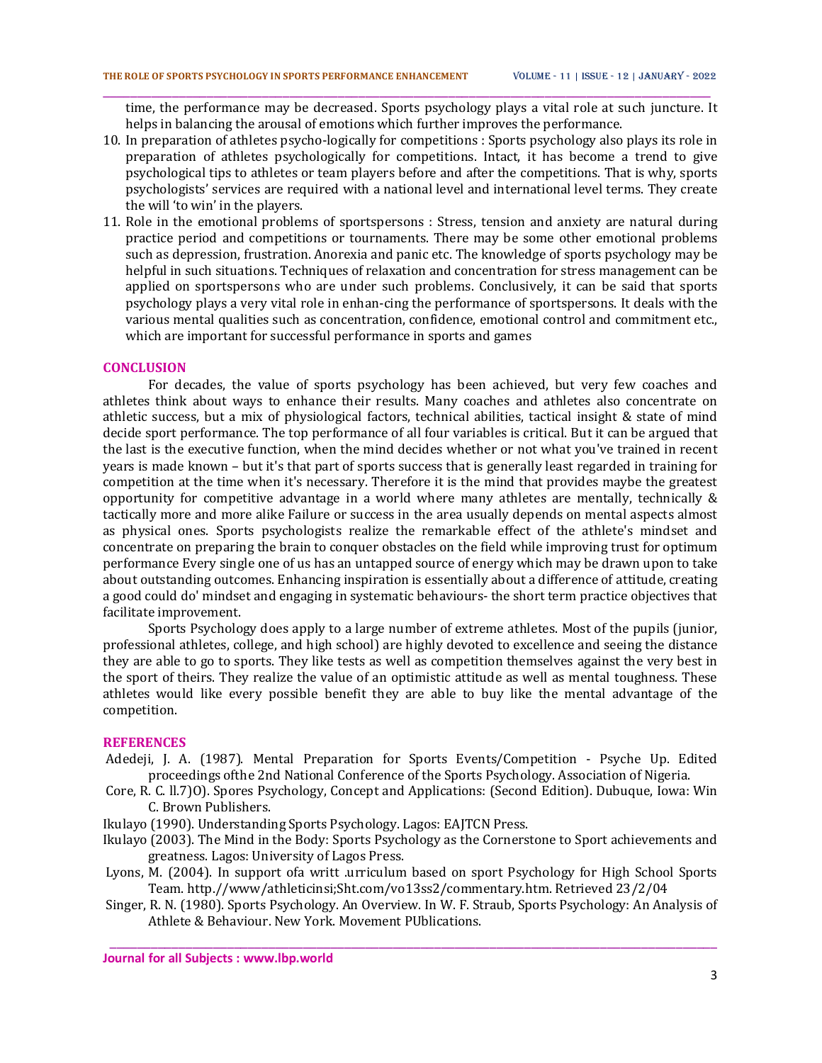time, the performance may be decreased. Sports psychology plays a vital role at such juncture. It helps in balancing the arousal of emotions which further improves the performance.

10. In preparation of athletes psycho-logically for competitions : Sports psychology also plays its role in preparation of athletes psychologically for competitions. Intact, it has become a trend to give psychological tips to athletes or team players before and after the competitions. That is why, sports psychologists' services are required with a national level and international level terms. They create the will 'to win' in the players.
11. Role in the emotional problems of sportspersons : Stress, tension and anxiety are natural during practice period and competitions or tournaments. There may be some other emotional problems such as depression, frustration. Anorexia and panic etc. The knowledge of sports psychology may be helpful in such situations. Techniques of relaxation and concentration for stress management can be applied on sportspersons who are under such problems. Conclusively, it can be said that sports psychology plays a very vital role in enhan-cing the performance of sportspersons. It deals with the various mental qualities such as concentration, confidence, emotional control and commitment etc., which are important for successful performance in sports and games

## CONCLUSION

For decades, the value of sports psychology has been achieved, but very few coaches and athletes think about ways to enhance their results. Many coaches and athletes also concentrate on athletic success, but a mix of physiological factors, technical abilities, tactical insight & state of mind decide sport performance. The top performance of all four variables is critical. But it can be argued that the last is the executive function, when the mind decides whether or not what you've trained in recent years is made known – but it's that part of sports success that is generally least regarded in training for competition at the time when it's necessary. Therefore it is the mind that provides maybe the greatest opportunity for competitive advantage in a world where many athletes are mentally, technically & tactically more and more alike Failure or success in the area usually depends on mental aspects almost as physical ones. Sports psychologists realize the remarkable effect of the athlete's mindset and concentrate on preparing the brain to conquer obstacles on the field while improving trust for optimum performance Every single one of us has an untapped source of energy which may be drawn upon to take about outstanding outcomes. Enhancing inspiration is essentially about a difference of attitude, creating a good could do' mindset and engaging in systematic behaviours- the short term practice objectives that facilitate improvement.

Sports Psychology does apply to a large number of extreme athletes. Most of the pupils (junior, professional athletes, college, and high school) are highly devoted to excellence and seeing the distance they are able to go to sports. They like tests as well as competition themselves against the very best in the sport of theirs. They realize the value of an optimistic attitude as well as mental toughness. These athletes would like every possible benefit they are able to buy like the mental advantage of the competition.

## REFERENCES

Adedeji, J. A. (1987). Mental Preparation for Sports Events/Competition - Psyche Up. Edited proceedings ofthe 2nd National Conference of the Sports Psychology. Association of Nigeria.

Core, R. C. ll.7)O). Spores Psychology, Concept and Applications: (Second Edition). Dubuque, Iowa: Win C. Brown Publishers.

Ikulayo (1990). Understanding Sports Psychology. Lagos: EAJTCN Press.

Ikulayo (2003). The Mind in the Body: Sports Psychology as the Cornerstone to Sport achievements and greatness. Lagos: University of Lagos Press.

Lyons, M. (2004). In support ofa writt .urriculum based on sport Psychology for High School Sports Team. http.//www/athleticinsi;Sht.com/vo13ss2/commentary.htm. Retrieved 23/2/04

Singer, R. N. (1980). Sports Psychology. An Overview. In W. F. Straub, Sports Psychology: An Analysis of Athlete & Behaviour. New York. Movement PUblications.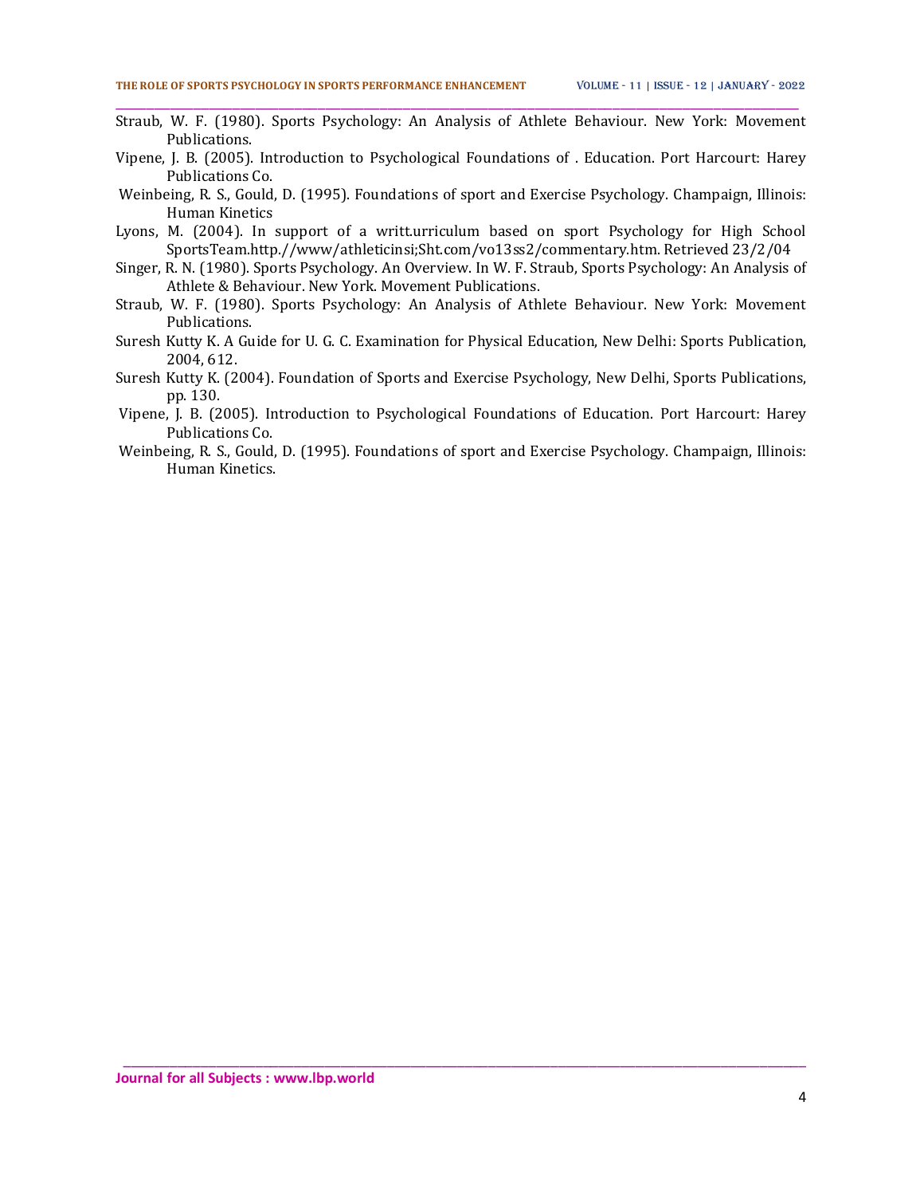Straub, W. F. (1980). Sports Psychology: An Analysis of Athlete Behaviour. New York: Movement Publications.

Vipene, J. B. (2005). Introduction to Psychological Foundations of . Education. Port Harcourt: Harey Publications Co.

Weinbeing, R. S., Gould, D. (1995). Foundations of sport and Exercise Psychology. Champaign, Illinois: Human Kinetics

Lyons, M. (2004). In support of a writt.urriculum based on sport Psychology for High School SportsTeam.http.//www/athleticinsi;Sht.com/vo13ss2/commentary.htm. Retrieved 23/2/04

Singer, R. N. (1980). Sports Psychology. An Overview. In W. F. Straub, Sports Psychology: An Analysis of Athlete & Behaviour. New York. Movement Publications.

Straub, W. F. (1980). Sports Psychology: An Analysis of Athlete Behaviour. New York: Movement Publications.

Suresh Kutty K. A Guide for U. G. C. Examination for Physical Education, New Delhi: Sports Publication, 2004, 612.

Suresh Kutty K. (2004). Foundation of Sports and Exercise Psychology, New Delhi, Sports Publications, pp. 130.

Vipene, J. B. (2005). Introduction to Psychological Foundations of Education. Port Harcourt: Harey Publications Co.

Weinbeing, R. S., Gould, D. (1995). Foundations of sport and Exercise Psychology. Champaign, Illinois: Human Kinetics.